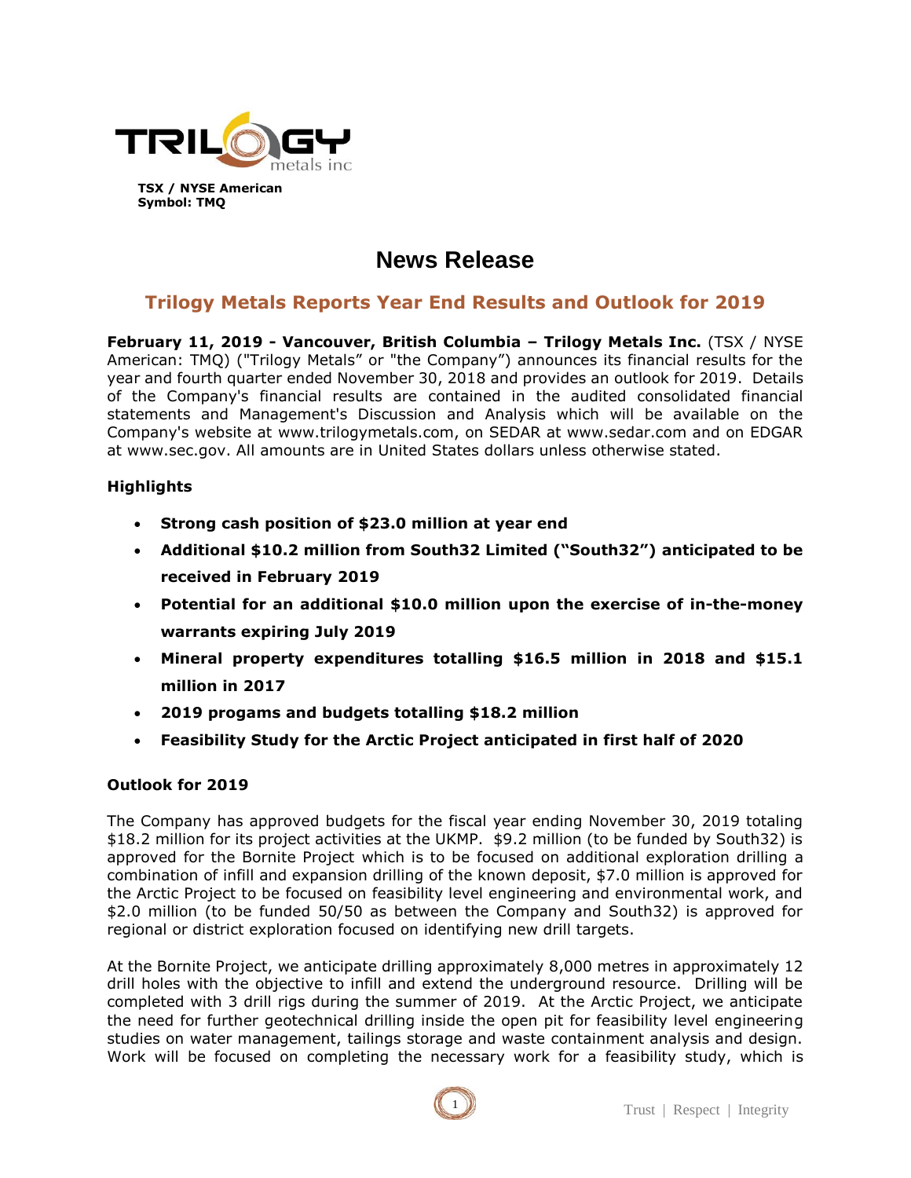TSX / NYSE American
Symbol: TMQ

# News Release

## Trilogy Metals Reports Year End Results and Outlook for 2019

**February 11, 2019 - Vancouver, British Columbia – Trilogy Metals Inc.** (TSX / NYSE American: TMQ) ("Trilogy Metals" or "the Company") announces its financial results for the year and fourth quarter ended November 30, 2018 and provides an outlook for 2019. Details of the Company's financial results are contained in the audited consolidated financial statements and Management's Discussion and Analysis which will be available on the Company's website at www.trilogymetals.com, on SEDAR at www.sedar.com and on EDGAR at www.sec.gov. All amounts are in United States dollars unless otherwise stated.

### Highlights

- **Strong cash position of $23.0 million at year end**
- **Additional $10.2 million from South32 Limited ("South32") anticipated to be received in February 2019**
- **Potential for an additional $10.0 million upon the exercise of in-the-money warrants expiring July 2019**
- **Mineral property expenditures totalling $16.5 million in 2018 and $15.1 million in 2017**
- **2019 progams and budgets totalling $18.2 million**
- **Feasibility Study for the Arctic Project anticipated in first half of 2020**

### Outlook for 2019

The Company has approved budgets for the fiscal year ending November 30, 2019 totaling $18.2 million for its project activities at the UKMP. $9.2 million (to be funded by South32) is approved for the Bornite Project which is to be focused on additional exploration drilling a combination of infill and expansion drilling of the known deposit, $7.0 million is approved for the Arctic Project to be focused on feasibility level engineering and environmental work, and $2.0 million (to be funded 50/50 as between the Company and South32) is approved for regional or district exploration focused on identifying new drill targets.

At the Bornite Project, we anticipate drilling approximately 8,000 metres in approximately 12 drill holes with the objective to infill and extend the underground resource. Drilling will be completed with 3 drill rigs during the summer of 2019. At the Arctic Project, we anticipate the need for further geotechnical drilling inside the open pit for feasibility level engineering studies on water management, tailings storage and waste containment analysis and design. Work will be focused on completing the necessary work for a feasibility study, which is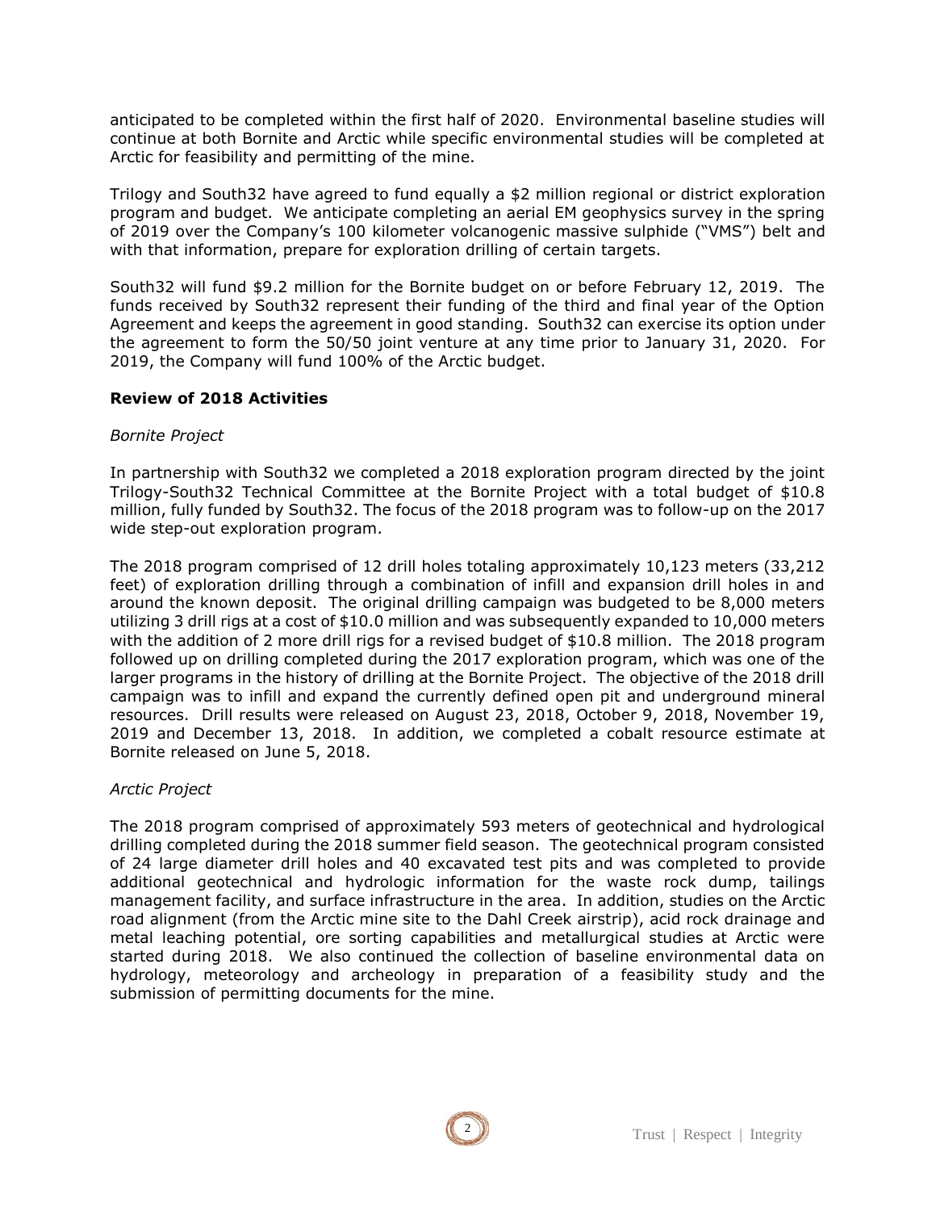anticipated to be completed within the first half of 2020. Environmental baseline studies will continue at both Bornite and Arctic while specific environmental studies will be completed at Arctic for feasibility and permitting of the mine.

Trilogy and South32 have agreed to fund equally a $2 million regional or district exploration program and budget. We anticipate completing an aerial EM geophysics survey in the spring of 2019 over the Company's 100 kilometer volcanogenic massive sulphide ("VMS") belt and with that information, prepare for exploration drilling of certain targets.

South32 will fund $9.2 million for the Bornite budget on or before February 12, 2019. The funds received by South32 represent their funding of the third and final year of the Option Agreement and keeps the agreement in good standing. South32 can exercise its option under the agreement to form the 50/50 joint venture at any time prior to January 31, 2020. For 2019, the Company will fund 100% of the Arctic budget.

## Review of 2018 Activities

*Bornite Project*

In partnership with South32 we completed a 2018 exploration program directed by the joint Trilogy-South32 Technical Committee at the Bornite Project with a total budget of $10.8 million, fully funded by South32. The focus of the 2018 program was to follow-up on the 2017 wide step-out exploration program.

The 2018 program comprised of 12 drill holes totaling approximately 10,123 meters (33,212 feet) of exploration drilling through a combination of infill and expansion drill holes in and around the known deposit. The original drilling campaign was budgeted to be 8,000 meters utilizing 3 drill rigs at a cost of $10.0 million and was subsequently expanded to 10,000 meters with the addition of 2 more drill rigs for a revised budget of $10.8 million. The 2018 program followed up on drilling completed during the 2017 exploration program, which was one of the larger programs in the history of drilling at the Bornite Project. The objective of the 2018 drill campaign was to infill and expand the currently defined open pit and underground mineral resources. Drill results were released on August 23, 2018, October 9, 2018, November 19, 2019 and December 13, 2018. In addition, we completed a cobalt resource estimate at Bornite released on June 5, 2018.

*Arctic Project*

The 2018 program comprised of approximately 593 meters of geotechnical and hydrological drilling completed during the 2018 summer field season. The geotechnical program consisted of 24 large diameter drill holes and 40 excavated test pits and was completed to provide additional geotechnical and hydrologic information for the waste rock dump, tailings management facility, and surface infrastructure in the area. In addition, studies on the Arctic road alignment (from the Arctic mine site to the Dahl Creek airstrip), acid rock drainage and metal leaching potential, ore sorting capabilities and metallurgical studies at Arctic were started during 2018. We also continued the collection of baseline environmental data on hydrology, meteorology and archeology in preparation of a feasibility study and the submission of permitting documents for the mine.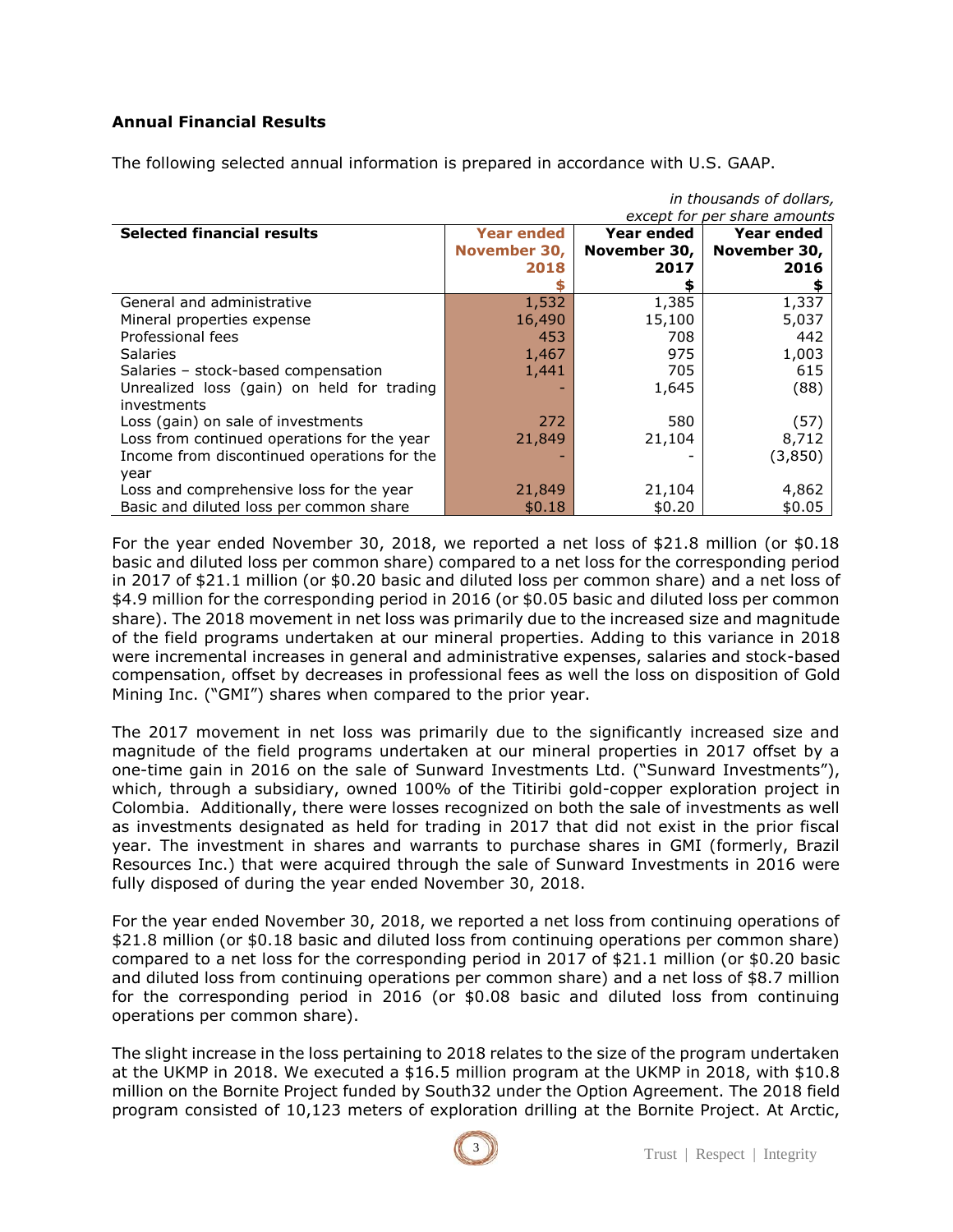## Annual Financial Results

The following selected annual information is prepared in accordance with U.S. GAAP.

*in thousands of dollars, except for per share amounts*

| Selected financial results | Year ended November 30, 2018 $ | Year ended November 30, 2017 $ | Year ended November 30, 2016 $ |
|---|---|---|---|
| General and administrative | 1,532 | 1,385 | 1,337 |
| Mineral properties expense | 16,490 | 15,100 | 5,037 |
| Professional fees | 453 | 708 | 442 |
| Salaries | 1,467 | 975 | 1,003 |
| Salaries – stock-based compensation | 1,441 | 705 | 615 |
| Unrealized loss (gain) on held for trading investments | - | 1,645 | (88) |
| Loss (gain) on sale of investments | 272 | 580 | (57) |
| Loss from continued operations for the year | 21,849 | 21,104 | 8,712 |
| Income from discontinued operations for the year | - | - | (3,850) |
| Loss and comprehensive loss for the year | 21,849 | 21,104 | 4,862 |
| Basic and diluted loss per common share | $0.18 | $0.20 | $0.05 |

For the year ended November 30, 2018, we reported a net loss of $21.8 million (or $0.18 basic and diluted loss per common share) compared to a net loss for the corresponding period in 2017 of $21.1 million (or $0.20 basic and diluted loss per common share) and a net loss of $4.9 million for the corresponding period in 2016 (or $0.05 basic and diluted loss per common share). The 2018 movement in net loss was primarily due to the increased size and magnitude of the field programs undertaken at our mineral properties. Adding to this variance in 2018 were incremental increases in general and administrative expenses, salaries and stock-based compensation, offset by decreases in professional fees as well the loss on disposition of Gold Mining Inc. ("GMI") shares when compared to the prior year.

The 2017 movement in net loss was primarily due to the significantly increased size and magnitude of the field programs undertaken at our mineral properties in 2017 offset by a one-time gain in 2016 on the sale of Sunward Investments Ltd. ("Sunward Investments"), which, through a subsidiary, owned 100% of the Titiribi gold-copper exploration project in Colombia. Additionally, there were losses recognized on both the sale of investments as well as investments designated as held for trading in 2017 that did not exist in the prior fiscal year. The investment in shares and warrants to purchase shares in GMI (formerly, Brazil Resources Inc.) that were acquired through the sale of Sunward Investments in 2016 were fully disposed of during the year ended November 30, 2018.

For the year ended November 30, 2018, we reported a net loss from continuing operations of $21.8 million (or $0.18 basic and diluted loss from continuing operations per common share) compared to a net loss for the corresponding period in 2017 of $21.1 million (or $0.20 basic and diluted loss from continuing operations per common share) and a net loss of $8.7 million for the corresponding period in 2016 (or $0.08 basic and diluted loss from continuing operations per common share).

The slight increase in the loss pertaining to 2018 relates to the size of the program undertaken at the UKMP in 2018. We executed a $16.5 million program at the UKMP in 2018, with $10.8 million on the Bornite Project funded by South32 under the Option Agreement. The 2018 field program consisted of 10,123 meters of exploration drilling at the Bornite Project. At Arctic,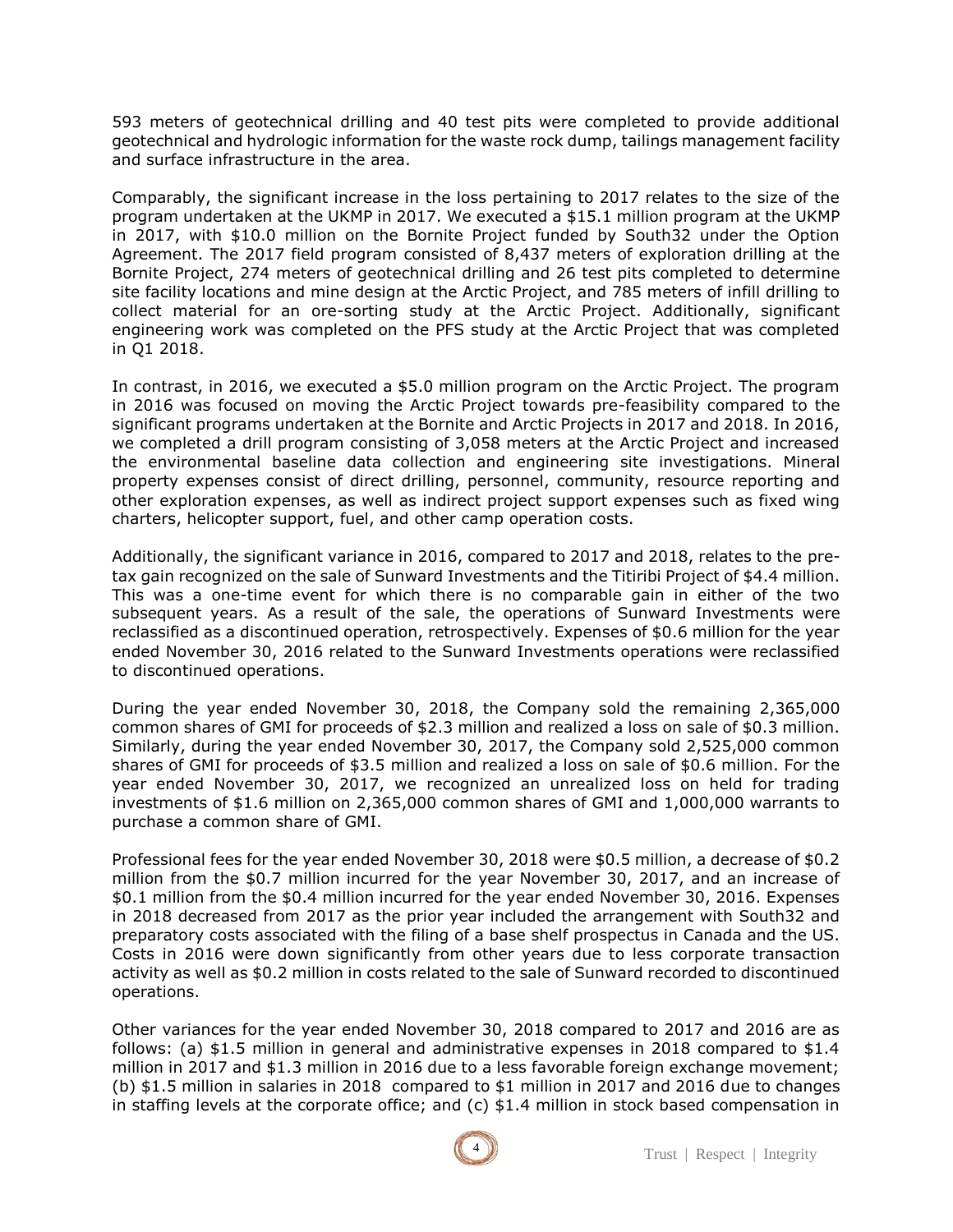593 meters of geotechnical drilling and 40 test pits were completed to provide additional geotechnical and hydrologic information for the waste rock dump, tailings management facility and surface infrastructure in the area.

Comparably, the significant increase in the loss pertaining to 2017 relates to the size of the program undertaken at the UKMP in 2017. We executed a $15.1 million program at the UKMP in 2017, with $10.0 million on the Bornite Project funded by South32 under the Option Agreement. The 2017 field program consisted of 8,437 meters of exploration drilling at the Bornite Project, 274 meters of geotechnical drilling and 26 test pits completed to determine site facility locations and mine design at the Arctic Project, and 785 meters of infill drilling to collect material for an ore-sorting study at the Arctic Project. Additionally, significant engineering work was completed on the PFS study at the Arctic Project that was completed in Q1 2018.

In contrast, in 2016, we executed a $5.0 million program on the Arctic Project. The program in 2016 was focused on moving the Arctic Project towards pre-feasibility compared to the significant programs undertaken at the Bornite and Arctic Projects in 2017 and 2018. In 2016, we completed a drill program consisting of 3,058 meters at the Arctic Project and increased the environmental baseline data collection and engineering site investigations. Mineral property expenses consist of direct drilling, personnel, community, resource reporting and other exploration expenses, as well as indirect project support expenses such as fixed wing charters, helicopter support, fuel, and other camp operation costs.

Additionally, the significant variance in 2016, compared to 2017 and 2018, relates to the pre-tax gain recognized on the sale of Sunward Investments and the Titiribi Project of $4.4 million. This was a one-time event for which there is no comparable gain in either of the two subsequent years. As a result of the sale, the operations of Sunward Investments were reclassified as a discontinued operation, retrospectively. Expenses of $0.6 million for the year ended November 30, 2016 related to the Sunward Investments operations were reclassified to discontinued operations.

During the year ended November 30, 2018, the Company sold the remaining 2,365,000 common shares of GMI for proceeds of $2.3 million and realized a loss on sale of $0.3 million. Similarly, during the year ended November 30, 2017, the Company sold 2,525,000 common shares of GMI for proceeds of $3.5 million and realized a loss on sale of $0.6 million. For the year ended November 30, 2017, we recognized an unrealized loss on held for trading investments of $1.6 million on 2,365,000 common shares of GMI and 1,000,000 warrants to purchase a common share of GMI.

Professional fees for the year ended November 30, 2018 were $0.5 million, a decrease of $0.2 million from the $0.7 million incurred for the year November 30, 2017, and an increase of $0.1 million from the $0.4 million incurred for the year ended November 30, 2016. Expenses in 2018 decreased from 2017 as the prior year included the arrangement with South32 and preparatory costs associated with the filing of a base shelf prospectus in Canada and the US. Costs in 2016 were down significantly from other years due to less corporate transaction activity as well as $0.2 million in costs related to the sale of Sunward recorded to discontinued operations.

Other variances for the year ended November 30, 2018 compared to 2017 and 2016 are as follows: (a) $1.5 million in general and administrative expenses in 2018 compared to $1.4 million in 2017 and $1.3 million in 2016 due to a less favorable foreign exchange movement; (b) $1.5 million in salaries in 2018 compared to $1 million in 2017 and 2016 due to changes in staffing levels at the corporate office; and (c) $1.4 million in stock based compensation in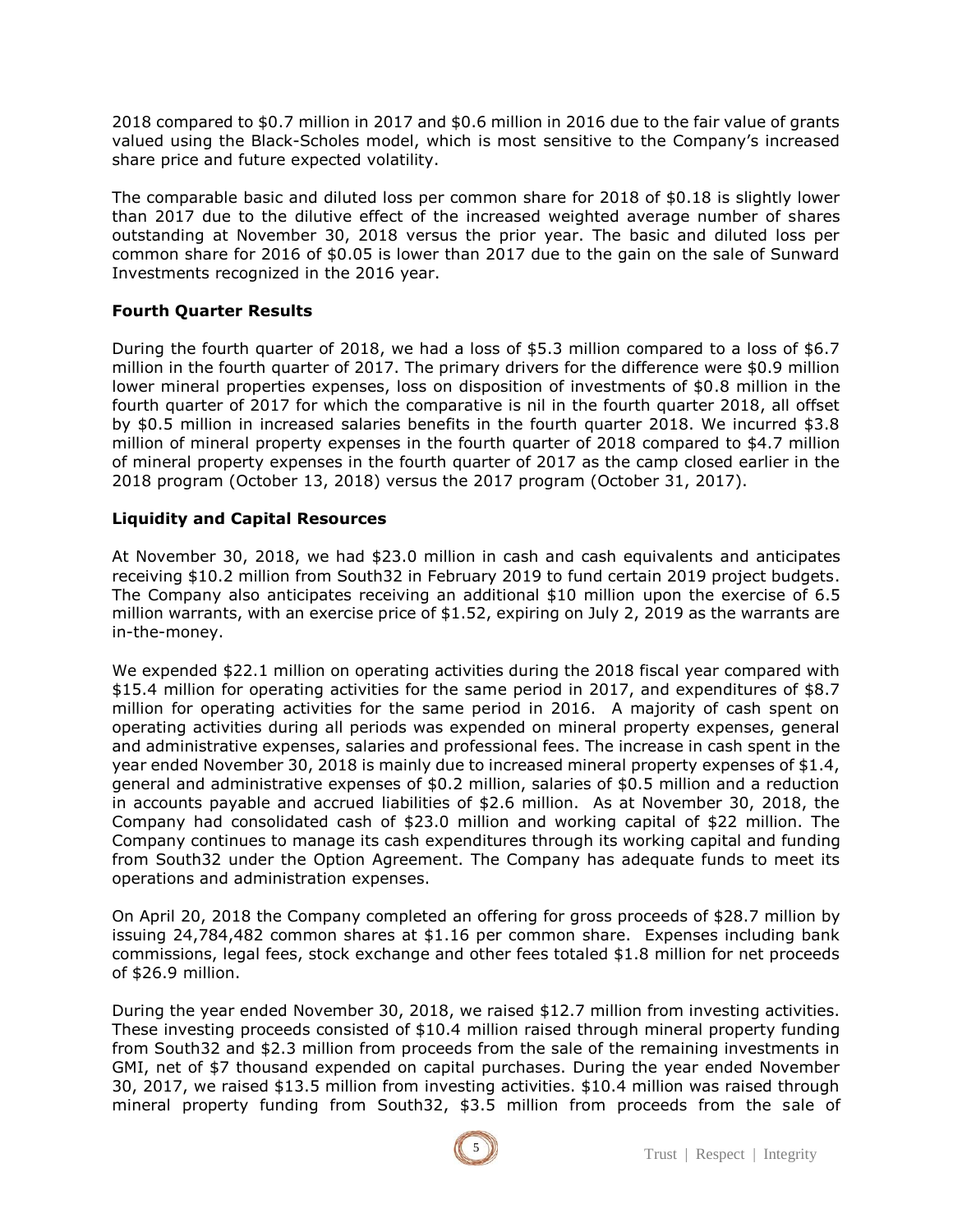2018 compared to $0.7 million in 2017 and $0.6 million in 2016 due to the fair value of grants valued using the Black-Scholes model, which is most sensitive to the Company's increased share price and future expected volatility.

The comparable basic and diluted loss per common share for 2018 of $0.18 is slightly lower than 2017 due to the dilutive effect of the increased weighted average number of shares outstanding at November 30, 2018 versus the prior year. The basic and diluted loss per common share for 2016 of $0.05 is lower than 2017 due to the gain on the sale of Sunward Investments recognized in the 2016 year.

### Fourth Quarter Results

During the fourth quarter of 2018, we had a loss of $5.3 million compared to a loss of $6.7 million in the fourth quarter of 2017. The primary drivers for the difference were $0.9 million lower mineral properties expenses, loss on disposition of investments of $0.8 million in the fourth quarter of 2017 for which the comparative is nil in the fourth quarter 2018, all offset by $0.5 million in increased salaries benefits in the fourth quarter 2018. We incurred $3.8 million of mineral property expenses in the fourth quarter of 2018 compared to $4.7 million of mineral property expenses in the fourth quarter of 2017 as the camp closed earlier in the 2018 program (October 13, 2018) versus the 2017 program (October 31, 2017).

### Liquidity and Capital Resources

At November 30, 2018, we had $23.0 million in cash and cash equivalents and anticipates receiving $10.2 million from South32 in February 2019 to fund certain 2019 project budgets. The Company also anticipates receiving an additional $10 million upon the exercise of 6.5 million warrants, with an exercise price of $1.52, expiring on July 2, 2019 as the warrants are in-the-money.

We expended $22.1 million on operating activities during the 2018 fiscal year compared with $15.4 million for operating activities for the same period in 2017, and expenditures of $8.7 million for operating activities for the same period in 2016. A majority of cash spent on operating activities during all periods was expended on mineral property expenses, general and administrative expenses, salaries and professional fees. The increase in cash spent in the year ended November 30, 2018 is mainly due to increased mineral property expenses of $1.4, general and administrative expenses of $0.2 million, salaries of $0.5 million and a reduction in accounts payable and accrued liabilities of $2.6 million. As at November 30, 2018, the Company had consolidated cash of $23.0 million and working capital of $22 million. The Company continues to manage its cash expenditures through its working capital and funding from South32 under the Option Agreement. The Company has adequate funds to meet its operations and administration expenses.

On April 20, 2018 the Company completed an offering for gross proceeds of $28.7 million by issuing 24,784,482 common shares at $1.16 per common share. Expenses including bank commissions, legal fees, stock exchange and other fees totaled $1.8 million for net proceeds of $26.9 million.

During the year ended November 30, 2018, we raised $12.7 million from investing activities. These investing proceeds consisted of $10.4 million raised through mineral property funding from South32 and $2.3 million from proceeds from the sale of the remaining investments in GMI, net of $7 thousand expended on capital purchases. During the year ended November 30, 2017, we raised $13.5 million from investing activities. $10.4 million was raised through mineral property funding from South32, $3.5 million from proceeds from the sale of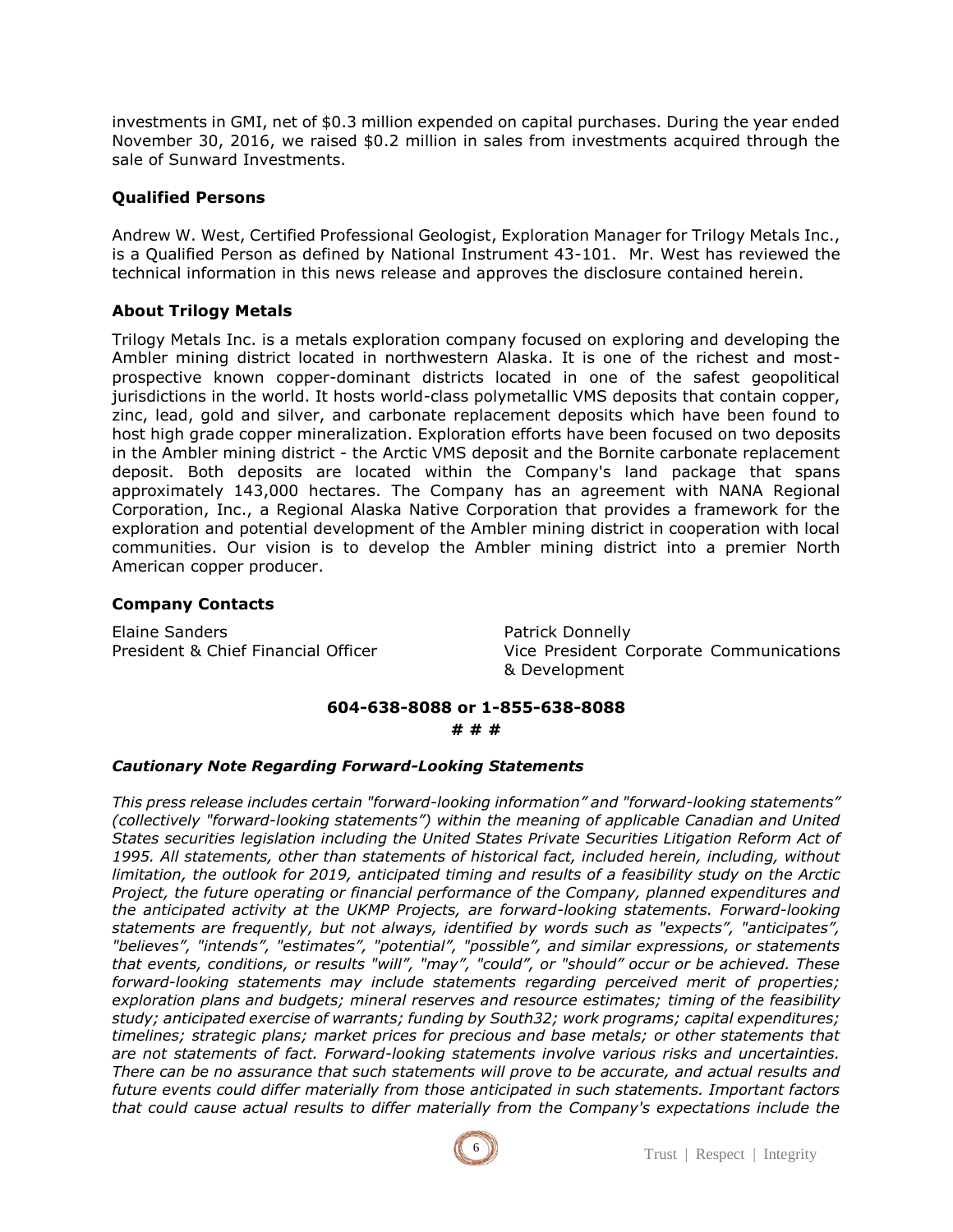investments in GMI, net of $0.3 million expended on capital purchases. During the year ended November 30, 2016, we raised $0.2 million in sales from investments acquired through the sale of Sunward Investments.

### Qualified Persons

Andrew W. West, Certified Professional Geologist, Exploration Manager for Trilogy Metals Inc., is a Qualified Person as defined by National Instrument 43-101. Mr. West has reviewed the technical information in this news release and approves the disclosure contained herein.

### About Trilogy Metals

Trilogy Metals Inc. is a metals exploration company focused on exploring and developing the Ambler mining district located in northwestern Alaska. It is one of the richest and most-prospective known copper-dominant districts located in one of the safest geopolitical jurisdictions in the world. It hosts world-class polymetallic VMS deposits that contain copper, zinc, lead, gold and silver, and carbonate replacement deposits which have been found to host high grade copper mineralization. Exploration efforts have been focused on two deposits in the Ambler mining district - the Arctic VMS deposit and the Bornite carbonate replacement deposit. Both deposits are located within the Company's land package that spans approximately 143,000 hectares. The Company has an agreement with NANA Regional Corporation, Inc., a Regional Alaska Native Corporation that provides a framework for the exploration and potential development of the Ambler mining district in cooperation with local communities. Our vision is to develop the Ambler mining district into a premier North American copper producer.

### Company Contacts

Elaine Sanders
President & Chief Financial Officer

Patrick Donnelly
Vice President Corporate Communications & Development

**604-638-8088 or 1-855-638-8088**

**# # #**

### *Cautionary Note Regarding Forward-Looking Statements*

*This press release includes certain "forward-looking information" and "forward-looking statements" (collectively "forward-looking statements") within the meaning of applicable Canadian and United States securities legislation including the United States Private Securities Litigation Reform Act of 1995. All statements, other than statements of historical fact, included herein, including, without limitation, the outlook for 2019, anticipated timing and results of a feasibility study on the Arctic Project, the future operating or financial performance of the Company, planned expenditures and the anticipated activity at the UKMP Projects, are forward-looking statements. Forward-looking statements are frequently, but not always, identified by words such as "expects", "anticipates", "believes", "intends", "estimates", "potential", "possible", and similar expressions, or statements that events, conditions, or results "will", "may", "could", or "should" occur or be achieved. These forward-looking statements may include statements regarding perceived merit of properties; exploration plans and budgets; mineral reserves and resource estimates; timing of the feasibility study; anticipated exercise of warrants; funding by South32; work programs; capital expenditures; timelines; strategic plans; market prices for precious and base metals; or other statements that are not statements of fact. Forward-looking statements involve various risks and uncertainties. There can be no assurance that such statements will prove to be accurate, and actual results and future events could differ materially from those anticipated in such statements. Important factors that could cause actual results to differ materially from the Company's expectations include the*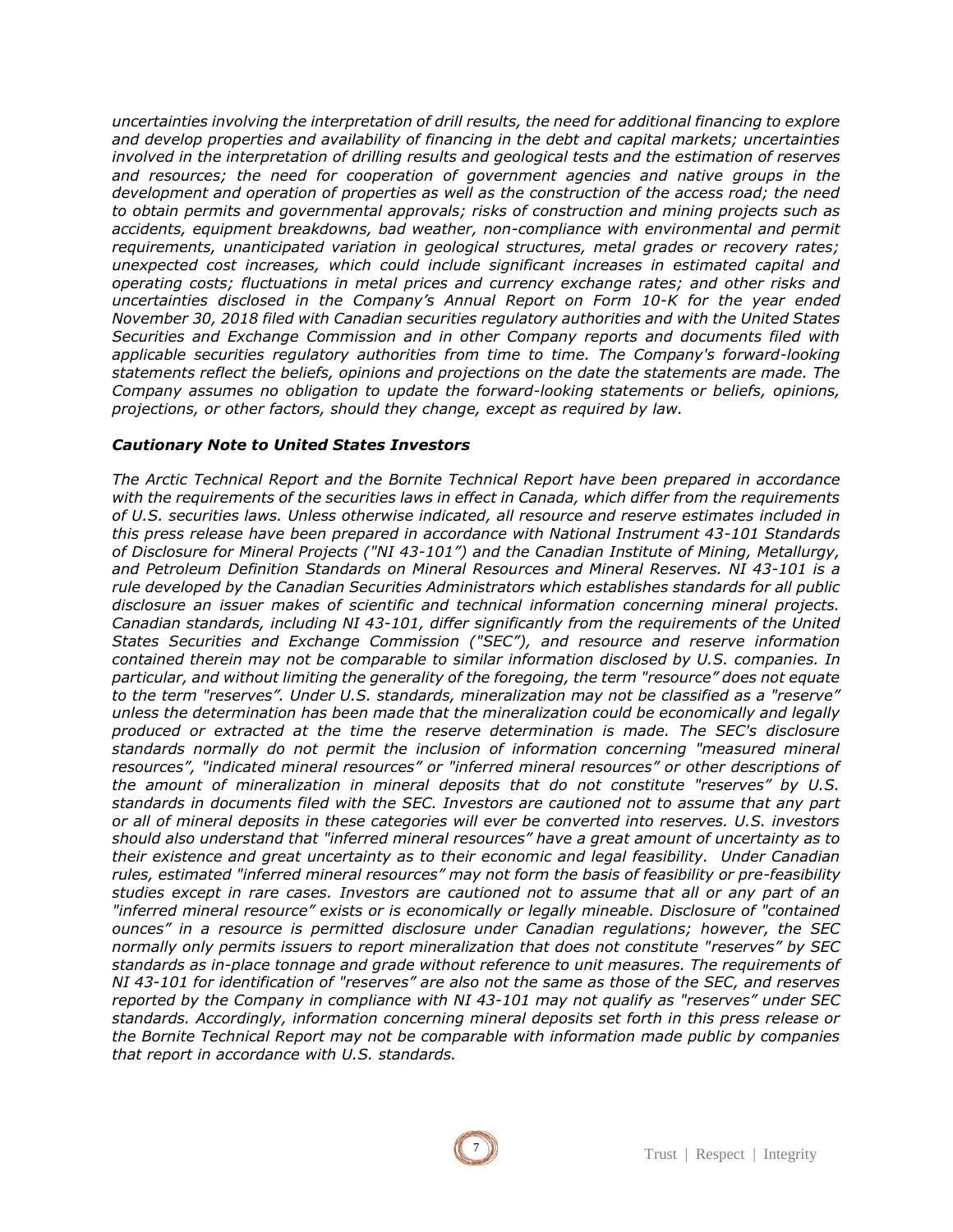*uncertainties involving the interpretation of drill results, the need for additional financing to explore and develop properties and availability of financing in the debt and capital markets; uncertainties involved in the interpretation of drilling results and geological tests and the estimation of reserves and resources; the need for cooperation of government agencies and native groups in the development and operation of properties as well as the construction of the access road; the need to obtain permits and governmental approvals; risks of construction and mining projects such as accidents, equipment breakdowns, bad weather, non-compliance with environmental and permit requirements, unanticipated variation in geological structures, metal grades or recovery rates; unexpected cost increases, which could include significant increases in estimated capital and operating costs; fluctuations in metal prices and currency exchange rates; and other risks and uncertainties disclosed in the Company's Annual Report on Form 10-K for the year ended November 30, 2018 filed with Canadian securities regulatory authorities and with the United States Securities and Exchange Commission and in other Company reports and documents filed with applicable securities regulatory authorities from time to time. The Company's forward-looking statements reflect the beliefs, opinions and projections on the date the statements are made. The Company assumes no obligation to update the forward-looking statements or beliefs, opinions, projections, or other factors, should they change, except as required by law.*

***Cautionary Note to United States Investors***

*The Arctic Technical Report and the Bornite Technical Report have been prepared in accordance with the requirements of the securities laws in effect in Canada, which differ from the requirements of U.S. securities laws. Unless otherwise indicated, all resource and reserve estimates included in this press release have been prepared in accordance with National Instrument 43-101 Standards of Disclosure for Mineral Projects ("NI 43-101") and the Canadian Institute of Mining, Metallurgy, and Petroleum Definition Standards on Mineral Resources and Mineral Reserves. NI 43-101 is a rule developed by the Canadian Securities Administrators which establishes standards for all public disclosure an issuer makes of scientific and technical information concerning mineral projects. Canadian standards, including NI 43-101, differ significantly from the requirements of the United States Securities and Exchange Commission ("SEC"), and resource and reserve information contained therein may not be comparable to similar information disclosed by U.S. companies. In particular, and without limiting the generality of the foregoing, the term "resource" does not equate to the term "reserves". Under U.S. standards, mineralization may not be classified as a "reserve" unless the determination has been made that the mineralization could be economically and legally produced or extracted at the time the reserve determination is made. The SEC's disclosure standards normally do not permit the inclusion of information concerning "measured mineral resources", "indicated mineral resources" or "inferred mineral resources" or other descriptions of the amount of mineralization in mineral deposits that do not constitute "reserves" by U.S. standards in documents filed with the SEC. Investors are cautioned not to assume that any part or all of mineral deposits in these categories will ever be converted into reserves. U.S. investors should also understand that "inferred mineral resources" have a great amount of uncertainty as to their existence and great uncertainty as to their economic and legal feasibility. Under Canadian rules, estimated "inferred mineral resources" may not form the basis of feasibility or pre-feasibility studies except in rare cases. Investors are cautioned not to assume that all or any part of an "inferred mineral resource" exists or is economically or legally mineable. Disclosure of "contained ounces" in a resource is permitted disclosure under Canadian regulations; however, the SEC normally only permits issuers to report mineralization that does not constitute "reserves" by SEC standards as in-place tonnage and grade without reference to unit measures. The requirements of NI 43-101 for identification of "reserves" are also not the same as those of the SEC, and reserves reported by the Company in compliance with NI 43-101 may not qualify as "reserves" under SEC standards. Accordingly, information concerning mineral deposits set forth in this press release or the Bornite Technical Report may not be comparable with information made public by companies that report in accordance with U.S. standards.*